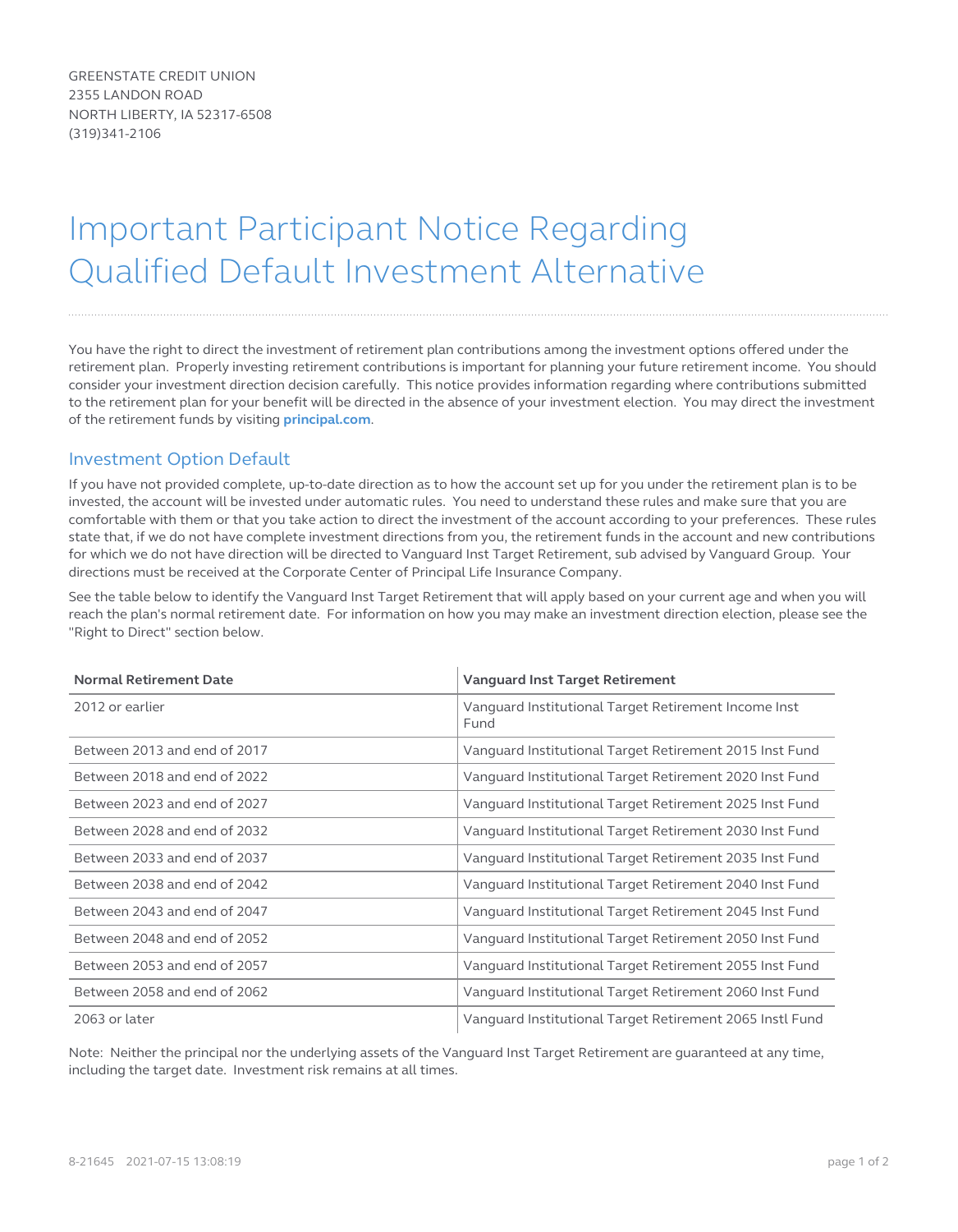GREENSTATE CREDIT UNION
2355 LANDON ROAD
NORTH LIBERTY, IA 52317-6508
(319)341-2106

# Important Participant Notice Regarding Qualified Default Investment Alternative

You have the right to direct the investment of retirement plan contributions among the investment options offered under the retirement plan. Properly investing retirement contributions is important for planning your future retirement income. You should consider your investment direction decision carefully. This notice provides information regarding where contributions submitted to the retirement plan for your benefit will be directed in the absence of your investment election. You may direct the investment of the retirement funds by visiting **principal.com**.

## Investment Option Default

If you have not provided complete, up-to-date direction as to how the account set up for you under the retirement plan is to be invested, the account will be invested under automatic rules. You need to understand these rules and make sure that you are comfortable with them or that you take action to direct the investment of the account according to your preferences. These rules state that, if we do not have complete investment directions from you, the retirement funds in the account and new contributions for which we do not have direction will be directed to Vanguard Inst Target Retirement, sub advised by Vanguard Group. Your directions must be received at the Corporate Center of Principal Life Insurance Company.

See the table below to identify the Vanguard Inst Target Retirement that will apply based on your current age and when you will reach the plan's normal retirement date. For information on how you may make an investment direction election, please see the "Right to Direct" section below.

| Normal Retirement Date | Vanguard Inst Target Retirement |
|---|---|
| 2012 or earlier | Vanguard Institutional Target Retirement Income Inst Fund |
| Between 2013 and end of 2017 | Vanguard Institutional Target Retirement 2015 Inst Fund |
| Between 2018 and end of 2022 | Vanguard Institutional Target Retirement 2020 Inst Fund |
| Between 2023 and end of 2027 | Vanguard Institutional Target Retirement 2025 Inst Fund |
| Between 2028 and end of 2032 | Vanguard Institutional Target Retirement 2030 Inst Fund |
| Between 2033 and end of 2037 | Vanguard Institutional Target Retirement 2035 Inst Fund |
| Between 2038 and end of 2042 | Vanguard Institutional Target Retirement 2040 Inst Fund |
| Between 2043 and end of 2047 | Vanguard Institutional Target Retirement 2045 Inst Fund |
| Between 2048 and end of 2052 | Vanguard Institutional Target Retirement 2050 Inst Fund |
| Between 2053 and end of 2057 | Vanguard Institutional Target Retirement 2055 Inst Fund |
| Between 2058 and end of 2062 | Vanguard Institutional Target Retirement 2060 Inst Fund |
| 2063 or later | Vanguard Institutional Target Retirement 2065 Instl Fund |

Note: Neither the principal nor the underlying assets of the Vanguard Inst Target Retirement are guaranteed at any time, including the target date. Investment risk remains at all times.

8-21645 2021-07-15 13:08:19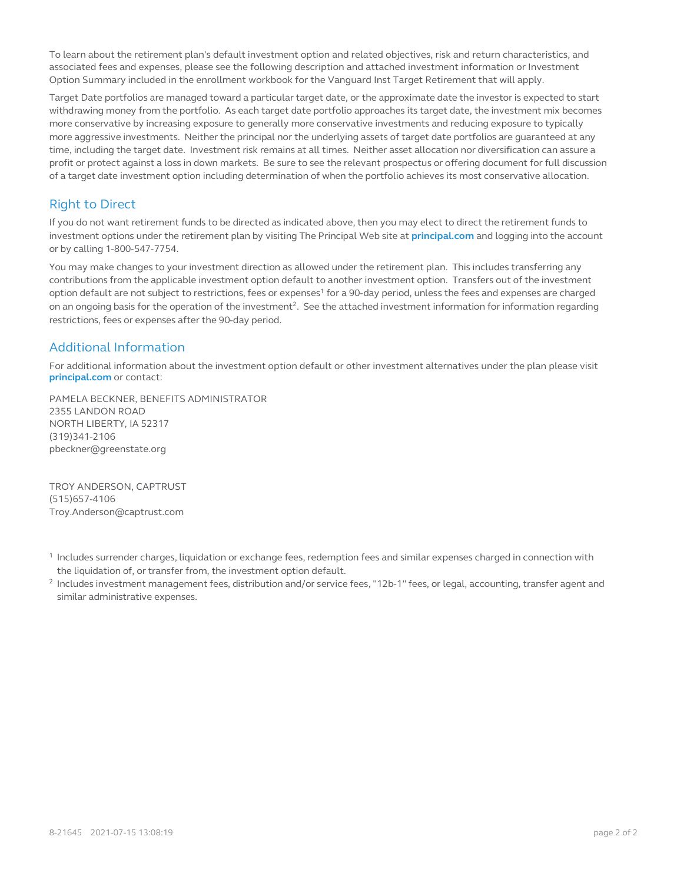To learn about the retirement plan's default investment option and related objectives, risk and return characteristics, and associated fees and expenses, please see the following description and attached investment information or Investment Option Summary included in the enrollment workbook for the Vanguard Inst Target Retirement that will apply.

Target Date portfolios are managed toward a particular target date, or the approximate date the investor is expected to start withdrawing money from the portfolio. As each target date portfolio approaches its target date, the investment mix becomes more conservative by increasing exposure to generally more conservative investments and reducing exposure to typically more aggressive investments. Neither the principal nor the underlying assets of target date portfolios are guaranteed at any time, including the target date. Investment risk remains at all times. Neither asset allocation nor diversification can assure a profit or protect against a loss in down markets. Be sure to see the relevant prospectus or offering document for full discussion of a target date investment option including determination of when the portfolio achieves its most conservative allocation.

## Right to Direct

If you do not want retirement funds to be directed as indicated above, then you may elect to direct the retirement funds to investment options under the retirement plan by visiting The Principal Web site at **principal.com** and logging into the account or by calling 1-800-547-7754.

You may make changes to your investment direction as allowed under the retirement plan. This includes transferring any contributions from the applicable investment option default to another investment option. Transfers out of the investment option default are not subject to restrictions, fees or expenses[1] for a 90-day period, unless the fees and expenses are charged on an ongoing basis for the operation of the investment[2]. See the attached investment information for information regarding restrictions, fees or expenses after the 90-day period.

## Additional Information

For additional information about the investment option default or other investment alternatives under the plan please visit **principal.com** or contact:

PAMELA BECKNER, BENEFITS ADMINISTRATOR
2355 LANDON ROAD
NORTH LIBERTY, IA 52317
(319)341-2106
pbeckner@greenstate.org

TROY ANDERSON, CAPTRUST
(515)657-4106
Troy.Anderson@captrust.com

[1] Includes surrender charges, liquidation or exchange fees, redemption fees and similar expenses charged in connection with the liquidation of, or transfer from, the investment option default.

[2] Includes investment management fees, distribution and/or service fees, "12b-1" fees, or legal, accounting, transfer agent and similar administrative expenses.

8-21645 2021-07-15 13:08:19